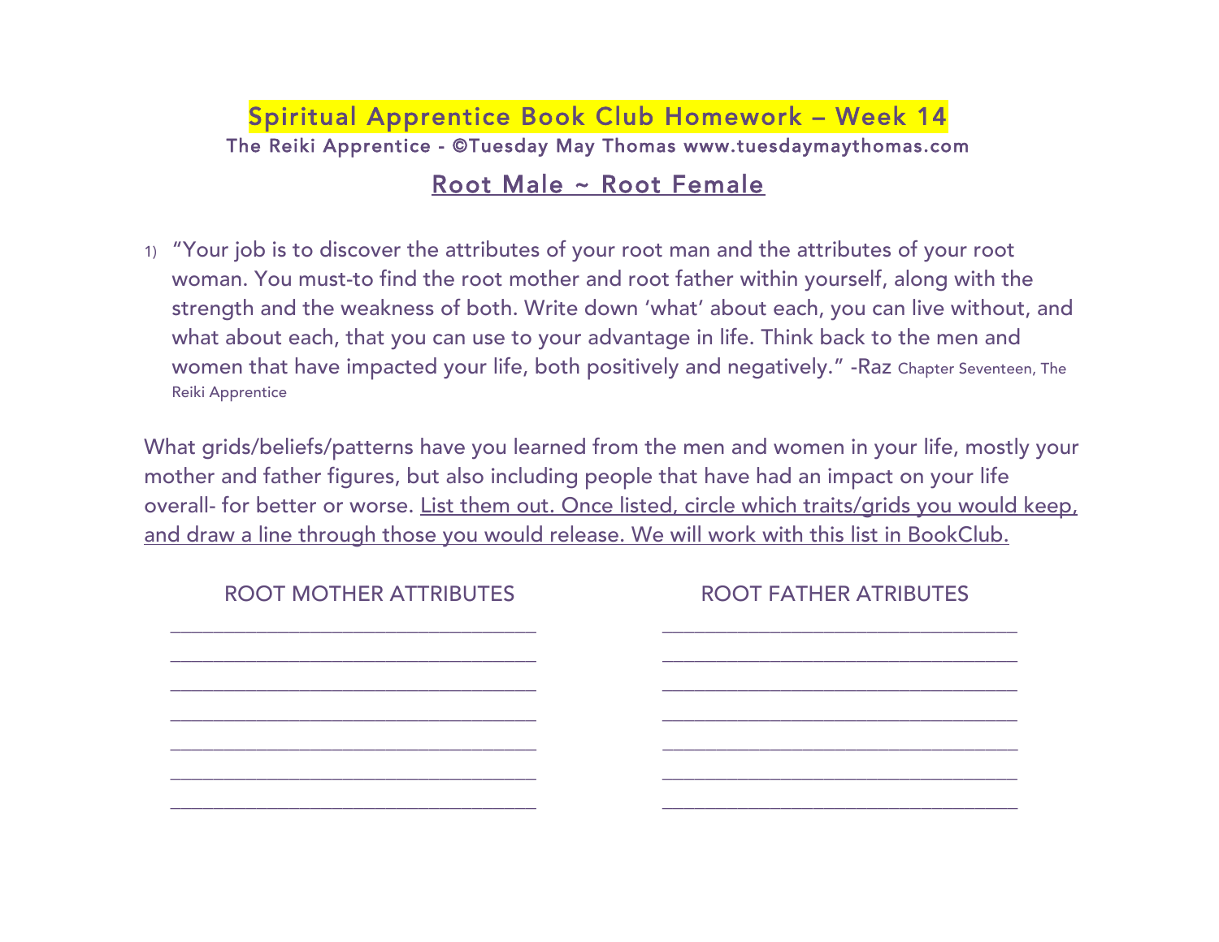# Spiritual Apprentice Book Club Homework – Week 14

The Reiki Apprentice - ©Tuesday May Thomas www.tuesdaymaythomas.com

## Root Male ~ Root Female

1) "Your job is to discover the attributes of your root man and the attributes of your root woman. You must-to find the root mother and root father within yourself, along with the strength and the weakness of both. Write down 'what' about each, you can live without, and what about each, that you can use to your advantage in life. Think back to the men and women that have impacted your life, both positively and negatively." -Raz Chapter Seventeen, The Reiki Apprentice

What grids/beliefs/patterns have you learned from the men and women in your life, mostly your mother and father figures, but also including people that have had an impact on your life overall- for better or worse. List them out. Once listed, circle which traits/grids you would keep, and draw a line through those you would release. We will work with this list in BookClub.

| ROOT MOTHER ATTRIBUTES | ROOT FATHER ATRIBUTES |
|---|---|
| ______________________________ | ______________________________ |
| ______________________________ | ______________________________ |
| ______________________________ | ______________________________ |
| ______________________________ | ______________________________ |
| ______________________________ | ______________________________ |
| ______________________________ | ______________________________ |
| ______________________________ | ______________________________ |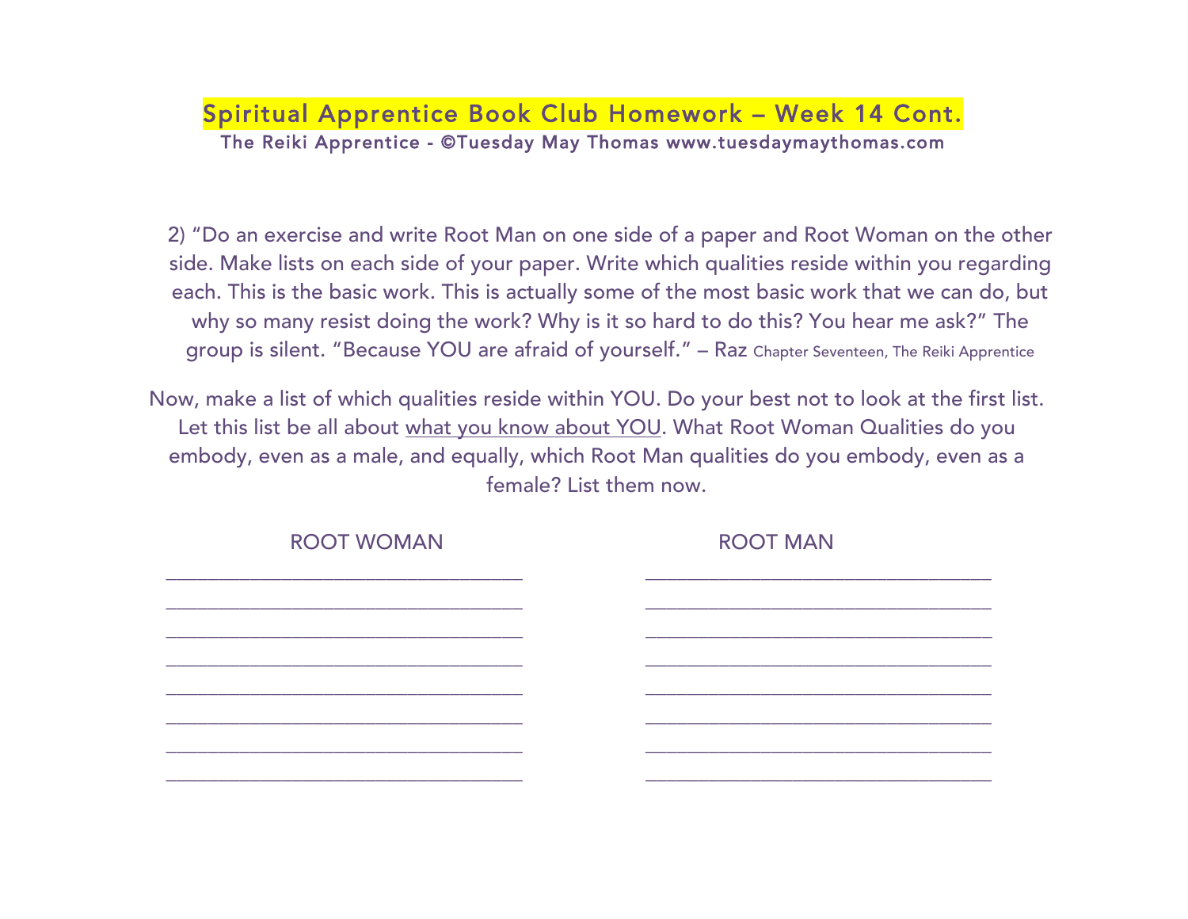## Spiritual Apprentice Book Club Homework – Week 14 Cont.

The Reiki Apprentice - ©Tuesday May Thomas www.tuesdaymaythomas.com

2) "Do an exercise and write Root Man on one side of a paper and Root Woman on the other side. Make lists on each side of your paper. Write which qualities reside within you regarding each. This is the basic work. This is actually some of the most basic work that we can do, but why so many resist doing the work? Why is it so hard to do this? You hear me ask?" The group is silent. "Because YOU are afraid of yourself." – Raz Chapter Seventeen, The Reiki Apprentice

Now, make a list of which qualities reside within YOU. Do your best not to look at the first list. Let this list be all about what you know about YOU. What Root Woman Qualities do you embody, even as a male, and equally, which Root Man qualities do you embody, even as a female? List them now.

| ROOT WOMAN | ROOT MAN |
| --- | --- |
| ______________________________ | ______________________________ |
| ______________________________ | ______________________________ |
| ______________________________ | ______________________________ |
| ______________________________ | ______________________________ |
| ______________________________ | ______________________________ |
| ______________________________ | ______________________________ |
| ______________________________ | ______________________________ |
| ______________________________ | ______________________________ |